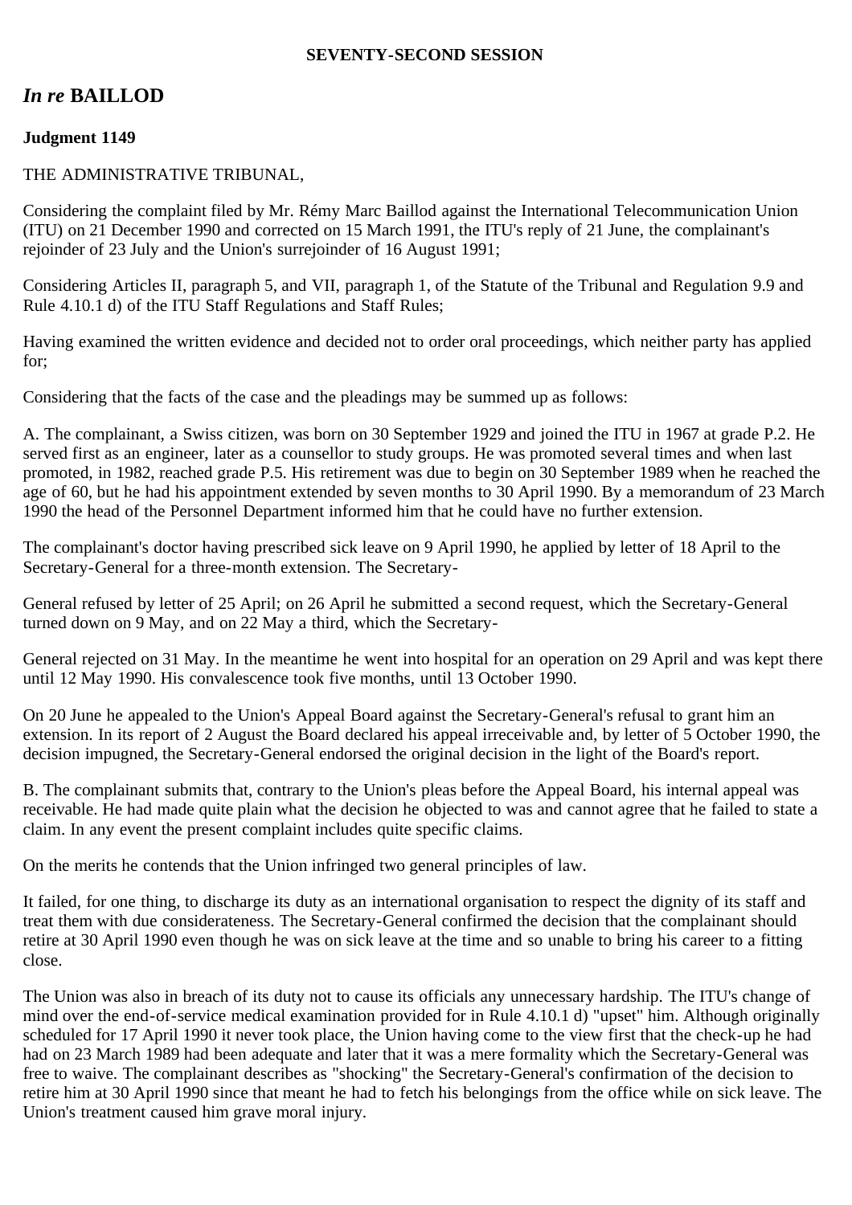**SEVENTY-SECOND SESSION**

## *In re* BAILLOD

**Judgment 1149**

THE ADMINISTRATIVE TRIBUNAL,

Considering the complaint filed by Mr. Rémy Marc Baillod against the International Telecommunication Union (ITU) on 21 December 1990 and corrected on 15 March 1991, the ITU's reply of 21 June, the complainant's rejoinder of 23 July and the Union's surrejoinder of 16 August 1991;

Considering Articles II, paragraph 5, and VII, paragraph 1, of the Statute of the Tribunal and Regulation 9.9 and Rule 4.10.1 d) of the ITU Staff Regulations and Staff Rules;

Having examined the written evidence and decided not to order oral proceedings, which neither party has applied for;

Considering that the facts of the case and the pleadings may be summed up as follows:

A. The complainant, a Swiss citizen, was born on 30 September 1929 and joined the ITU in 1967 at grade P.2. He served first as an engineer, later as a counsellor to study groups. He was promoted several times and when last promoted, in 1982, reached grade P.5. His retirement was due to begin on 30 September 1989 when he reached the age of 60, but he had his appointment extended by seven months to 30 April 1990. By a memorandum of 23 March 1990 the head of the Personnel Department informed him that he could have no further extension.

The complainant's doctor having prescribed sick leave on 9 April 1990, he applied by letter of 18 April to the Secretary-General for a three-month extension. The Secretary-General refused by letter of 25 April; on 26 April he submitted a second request, which the Secretary-General turned down on 9 May, and on 22 May a third, which the Secretary-General rejected on 31 May. In the meantime he went into hospital for an operation on 29 April and was kept there until 12 May 1990. His convalescence took five months, until 13 October 1990.

On 20 June he appealed to the Union's Appeal Board against the Secretary-General's refusal to grant him an extension. In its report of 2 August the Board declared his appeal irreceivable and, by letter of 5 October 1990, the decision impugned, the Secretary-General endorsed the original decision in the light of the Board's report.

B. The complainant submits that, contrary to the Union's pleas before the Appeal Board, his internal appeal was receivable. He had made quite plain what the decision he objected to was and cannot agree that he failed to state a claim. In any event the present complaint includes quite specific claims.

On the merits he contends that the Union infringed two general principles of law.

It failed, for one thing, to discharge its duty as an international organisation to respect the dignity of its staff and treat them with due considerateness. The Secretary-General confirmed the decision that the complainant should retire at 30 April 1990 even though he was on sick leave at the time and so unable to bring his career to a fitting close.

The Union was also in breach of its duty not to cause its officials any unnecessary hardship. The ITU's change of mind over the end-of-service medical examination provided for in Rule 4.10.1 d) "upset" him. Although originally scheduled for 17 April 1990 it never took place, the Union having come to the view first that the check-up he had had on 23 March 1989 had been adequate and later that it was a mere formality which the Secretary-General was free to waive. The complainant describes as "shocking" the Secretary-General's confirmation of the decision to retire him at 30 April 1990 since that meant he had to fetch his belongings from the office while on sick leave. The Union's treatment caused him grave moral injury.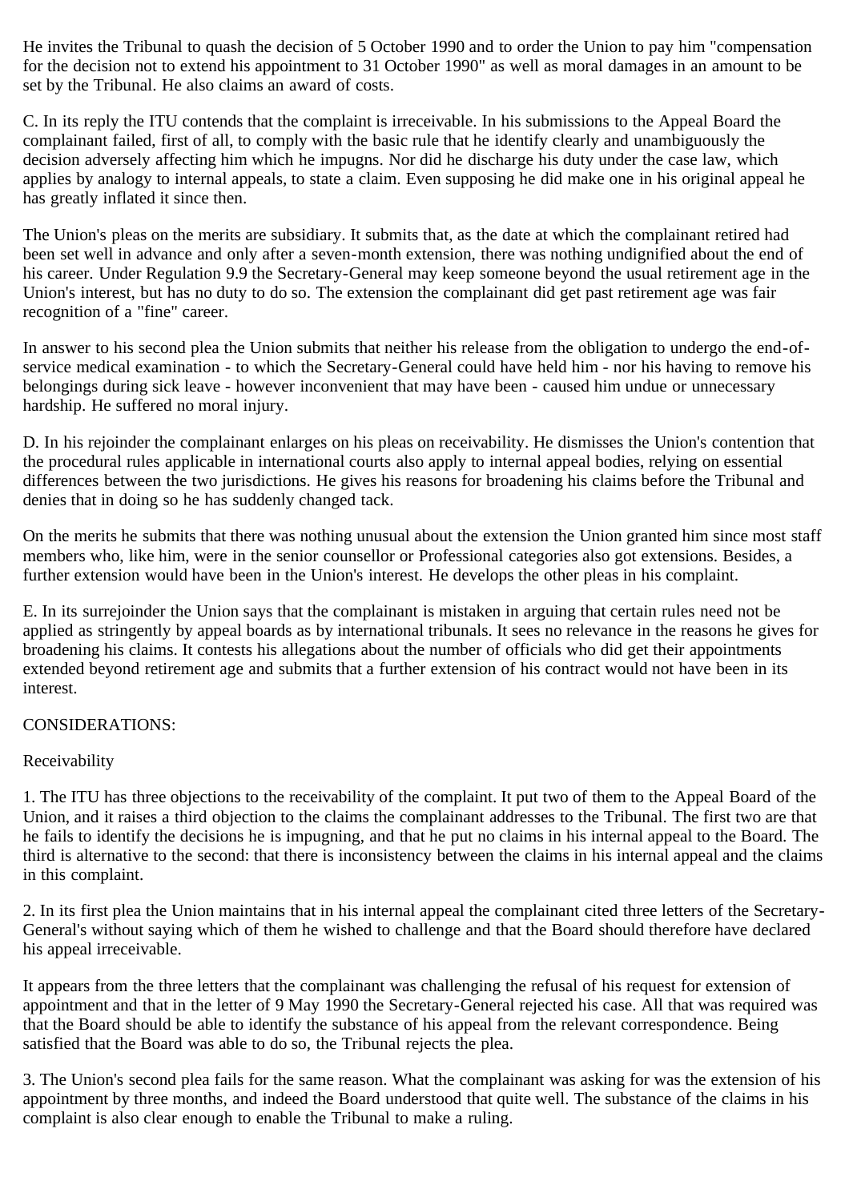He invites the Tribunal to quash the decision of 5 October 1990 and to order the Union to pay him "compensation for the decision not to extend his appointment to 31 October 1990" as well as moral damages in an amount to be set by the Tribunal. He also claims an award of costs.

C. In its reply the ITU contends that the complaint is irreceivable. In his submissions to the Appeal Board the complainant failed, first of all, to comply with the basic rule that he identify clearly and unambiguously the decision adversely affecting him which he impugns. Nor did he discharge his duty under the case law, which applies by analogy to internal appeals, to state a claim. Even supposing he did make one in his original appeal he has greatly inflated it since then.

The Union's pleas on the merits are subsidiary. It submits that, as the date at which the complainant retired had been set well in advance and only after a seven-month extension, there was nothing undignified about the end of his career. Under Regulation 9.9 the Secretary-General may keep someone beyond the usual retirement age in the Union's interest, but has no duty to do so. The extension the complainant did get past retirement age was fair recognition of a "fine" career.

In answer to his second plea the Union submits that neither his release from the obligation to undergo the end-of-service medical examination - to which the Secretary-General could have held him - nor his having to remove his belongings during sick leave - however inconvenient that may have been - caused him undue or unnecessary hardship. He suffered no moral injury.

D. In his rejoinder the complainant enlarges on his pleas on receivability. He dismisses the Union's contention that the procedural rules applicable in international courts also apply to internal appeal bodies, relying on essential differences between the two jurisdictions. He gives his reasons for broadening his claims before the Tribunal and denies that in doing so he has suddenly changed tack.

On the merits he submits that there was nothing unusual about the extension the Union granted him since most staff members who, like him, were in the senior counsellor or Professional categories also got extensions. Besides, a further extension would have been in the Union's interest. He develops the other pleas in his complaint.

E. In its surrejoinder the Union says that the complainant is mistaken in arguing that certain rules need not be applied as stringently by appeal boards as by international tribunals. It sees no relevance in the reasons he gives for broadening his claims. It contests his allegations about the number of officials who did get their appointments extended beyond retirement age and submits that a further extension of his contract would not have been in its interest.

CONSIDERATIONS:

Receivability

1. The ITU has three objections to the receivability of the complaint. It put two of them to the Appeal Board of the Union, and it raises a third objection to the claims the complainant addresses to the Tribunal. The first two are that he fails to identify the decisions he is impugning, and that he put no claims in his internal appeal to the Board. The third is alternative to the second: that there is inconsistency between the claims in his internal appeal and the claims in this complaint.

2. In its first plea the Union maintains that in his internal appeal the complainant cited three letters of the Secretary-General's without saying which of them he wished to challenge and that the Board should therefore have declared his appeal irreceivable.

It appears from the three letters that the complainant was challenging the refusal of his request for extension of appointment and that in the letter of 9 May 1990 the Secretary-General rejected his case. All that was required was that the Board should be able to identify the substance of his appeal from the relevant correspondence. Being satisfied that the Board was able to do so, the Tribunal rejects the plea.

3. The Union's second plea fails for the same reason. What the complainant was asking for was the extension of his appointment by three months, and indeed the Board understood that quite well. The substance of the claims in his complaint is also clear enough to enable the Tribunal to make a ruling.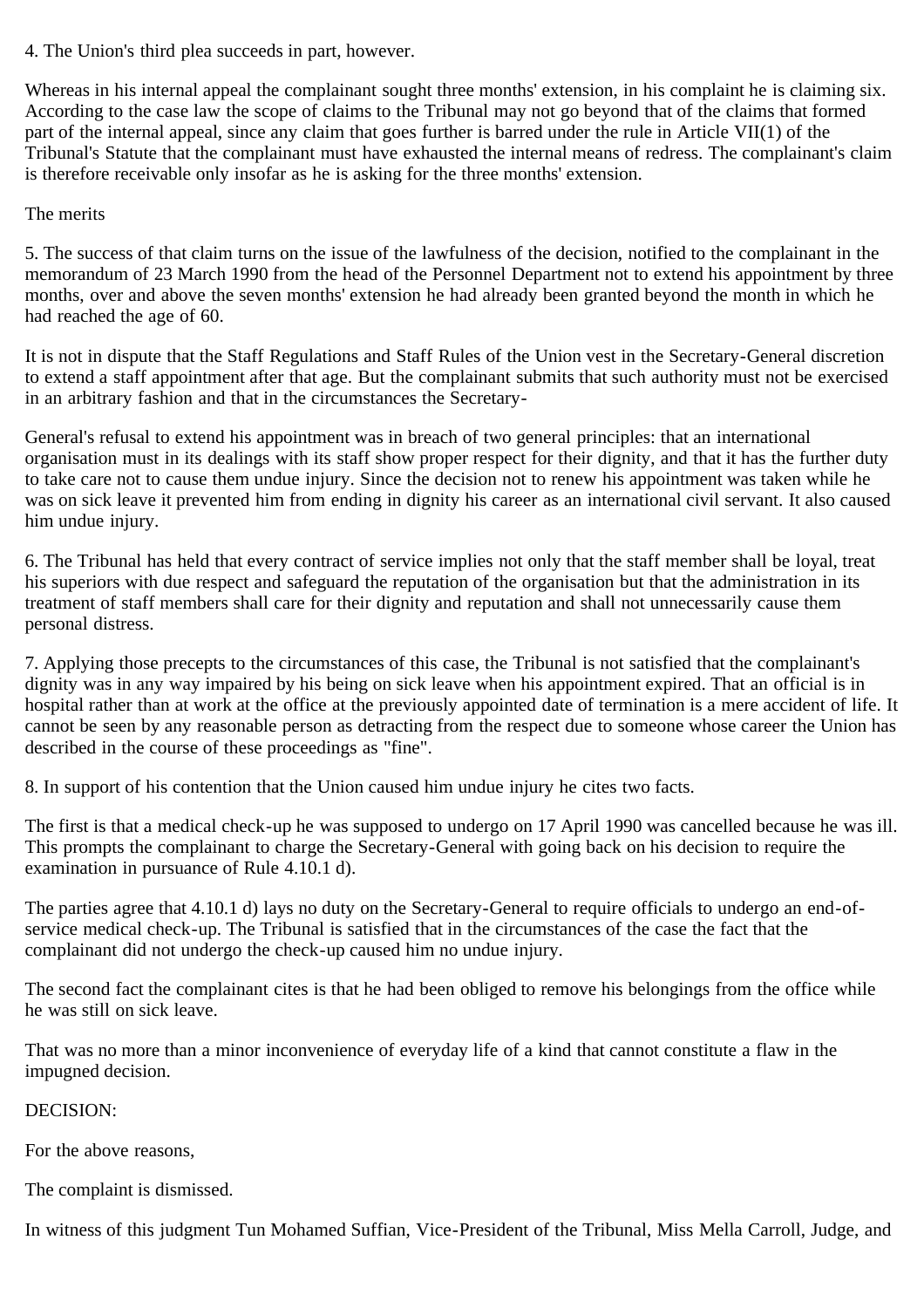4. The Union's third plea succeeds in part, however.

Whereas in his internal appeal the complainant sought three months' extension, in his complaint he is claiming six. According to the case law the scope of claims to the Tribunal may not go beyond that of the claims that formed part of the internal appeal, since any claim that goes further is barred under the rule in Article VII(1) of the Tribunal's Statute that the complainant must have exhausted the internal means of redress. The complainant's claim is therefore receivable only insofar as he is asking for the three months' extension.

The merits

5. The success of that claim turns on the issue of the lawfulness of the decision, notified to the complainant in the memorandum of 23 March 1990 from the head of the Personnel Department not to extend his appointment by three months, over and above the seven months' extension he had already been granted beyond the month in which he had reached the age of 60.

It is not in dispute that the Staff Regulations and Staff Rules of the Union vest in the Secretary-General discretion to extend a staff appointment after that age. But the complainant submits that such authority must not be exercised in an arbitrary fashion and that in the circumstances the Secretary-General's refusal to extend his appointment was in breach of two general principles: that an international organisation must in its dealings with its staff show proper respect for their dignity, and that it has the further duty to take care not to cause them undue injury. Since the decision not to renew his appointment was taken while he was on sick leave it prevented him from ending in dignity his career as an international civil servant. It also caused him undue injury.

6. The Tribunal has held that every contract of service implies not only that the staff member shall be loyal, treat his superiors with due respect and safeguard the reputation of the organisation but that the administration in its treatment of staff members shall care for their dignity and reputation and shall not unnecessarily cause them personal distress.

7. Applying those precepts to the circumstances of this case, the Tribunal is not satisfied that the complainant's dignity was in any way impaired by his being on sick leave when his appointment expired. That an official is in hospital rather than at work at the office at the previously appointed date of termination is a mere accident of life. It cannot be seen by any reasonable person as detracting from the respect due to someone whose career the Union has described in the course of these proceedings as "fine".

8. In support of his contention that the Union caused him undue injury he cites two facts.

The first is that a medical check-up he was supposed to undergo on 17 April 1990 was cancelled because he was ill. This prompts the complainant to charge the Secretary-General with going back on his decision to require the examination in pursuance of Rule 4.10.1 d).

The parties agree that 4.10.1 d) lays no duty on the Secretary-General to require officials to undergo an end-of-service medical check-up. The Tribunal is satisfied that in the circumstances of the case the fact that the complainant did not undergo the check-up caused him no undue injury.

The second fact the complainant cites is that he had been obliged to remove his belongings from the office while he was still on sick leave.

That was no more than a minor inconvenience of everyday life of a kind that cannot constitute a flaw in the impugned decision.

DECISION:

For the above reasons,

The complaint is dismissed.

In witness of this judgment Tun Mohamed Suffian, Vice-President of the Tribunal, Miss Mella Carroll, Judge, and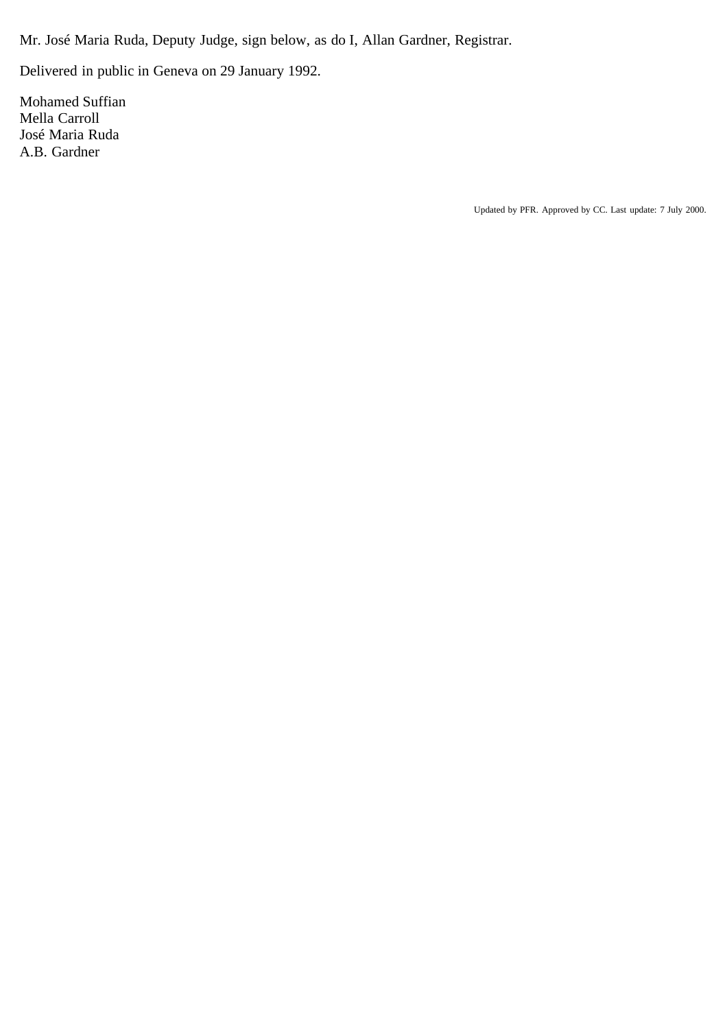Mr. José Maria Ruda, Deputy Judge, sign below, as do I, Allan Gardner, Registrar.

Delivered in public in Geneva on 29 January 1992.

Mohamed Suffian
Mella Carroll
José Maria Ruda
A.B. Gardner

Updated by PFR. Approved by CC. Last update: 7 July 2000.